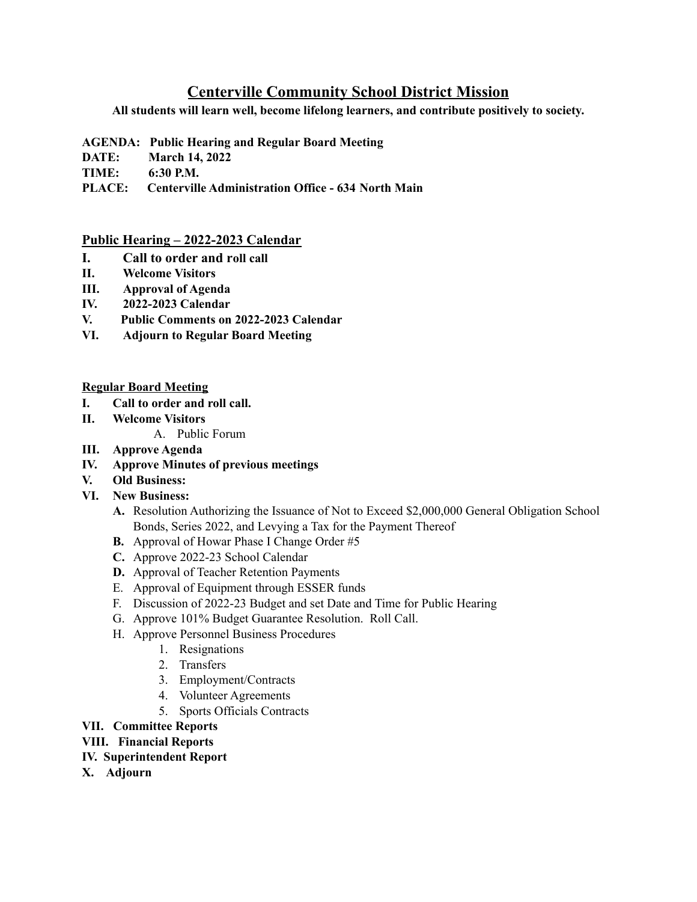# Centerville Community School District Mission

**All students will learn well, become lifelong learners, and contribute positively to society.**

**AGENDA: Public Hearing and Regular Board Meeting**
**DATE: March 14, 2022**
**TIME: 6:30 P.M.**
**PLACE: Centerville Administration Office - 634 North Main**

## Public Hearing – 2022-2023 Calendar

**I. Call to order and roll call**
**II. Welcome Visitors**
**III. Approval of Agenda**
**IV. 2022-2023 Calendar**
**V. Public Comments on 2022-2023 Calendar**
**VI. Adjourn to Regular Board Meeting**

## Regular Board Meeting

**I. Call to order and roll call.**
**II. Welcome Visitors**
- A. Public Forum

**III. Approve Agenda**
**IV. Approve Minutes of previous meetings**
**V. Old Business:**
**VI. New Business:**
- **A.** Resolution Authorizing the Issuance of Not to Exceed $2,000,000 General Obligation School Bonds, Series 2022, and Levying a Tax for the Payment Thereof
- **B.** Approval of Howar Phase I Change Order #5
- **C.** Approve 2022-23 School Calendar
- **D.** Approval of Teacher Retention Payments
- E. Approval of Equipment through ESSER funds
- F. Discussion of 2022-23 Budget and set Date and Time for Public Hearing
- G. Approve 101% Budget Guarantee Resolution. Roll Call.
- H. Approve Personnel Business Procedures
  1. Resignations
  2. Transfers
  3. Employment/Contracts
  4. Volunteer Agreements
  5. Sports Officials Contracts

**VII. Committee Reports**
**VIII. Financial Reports**
**IV. Superintendent Report**
**X. Adjourn**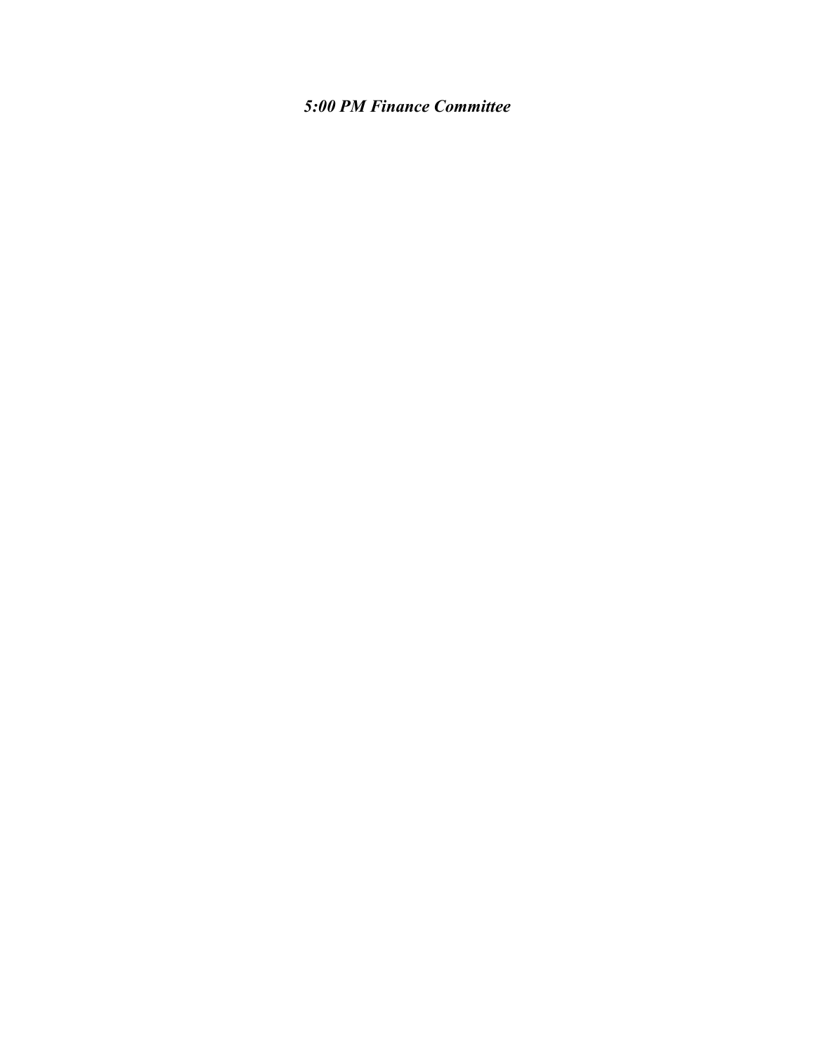***5:00 PM Finance Committee***